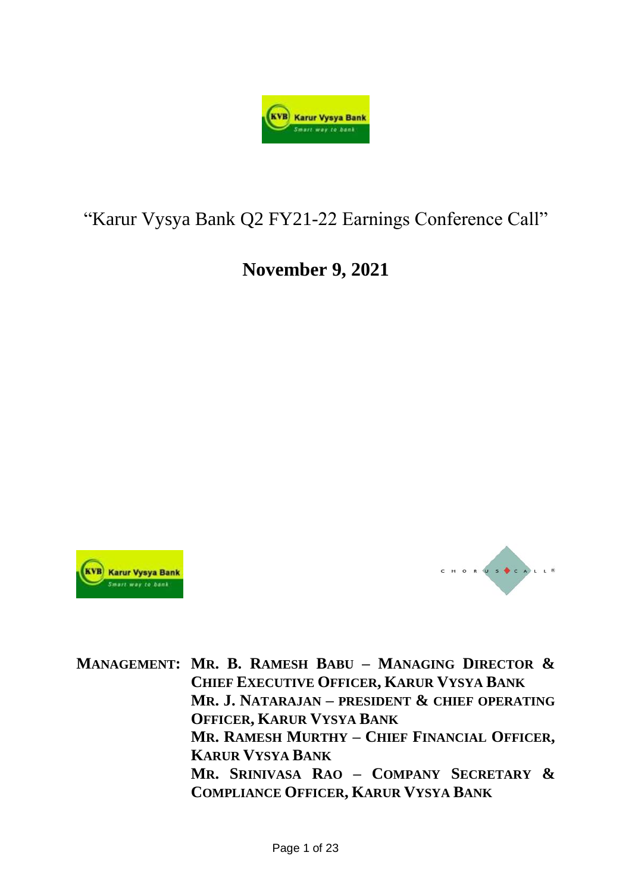# "Karur Vysya Bank Q2 FY21-22 Earnings Conference Call"

## November 9, 2021

**MANAGEMENT:** **MR. B. RAMESH BABU – MANAGING DIRECTOR & CHIEF EXECUTIVE OFFICER, KARUR VYSYA BANK**
**MR. J. NATARAJAN – PRESIDENT & CHIEF OPERATING OFFICER, KARUR VYSYA BANK**
**MR. RAMESH MURTHY – CHIEF FINANCIAL OFFICER, KARUR VYSYA BANK**
**MR. SRINIVASA RAO – COMPANY SECRETARY & COMPLIANCE OFFICER, KARUR VYSYA BANK**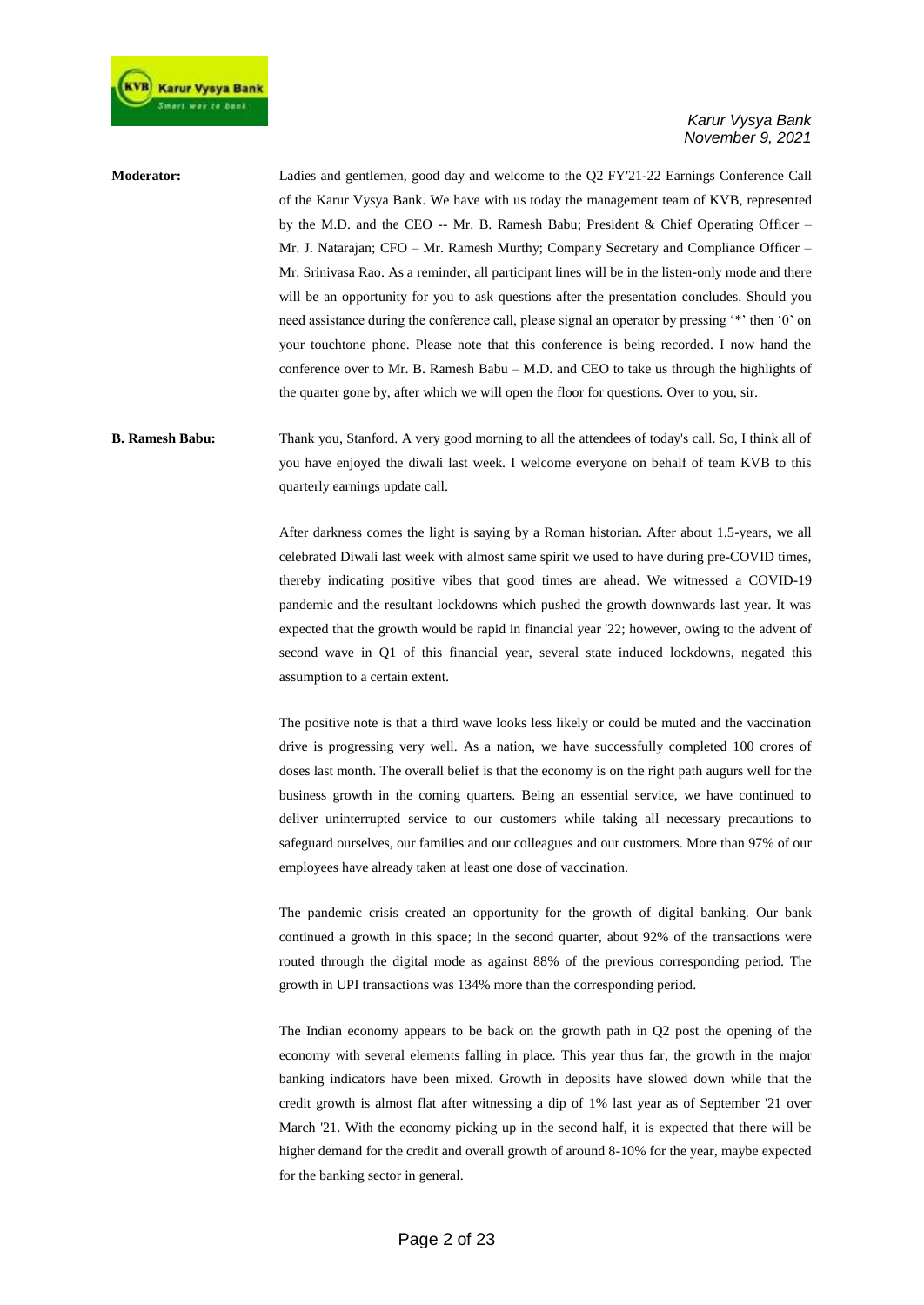**Moderator:** Ladies and gentlemen, good day and welcome to the Q2 FY'21-22 Earnings Conference Call of the Karur Vysya Bank. We have with us today the management team of KVB, represented by the M.D. and the CEO -- Mr. B. Ramesh Babu; President & Chief Operating Officer – Mr. J. Natarajan; CFO – Mr. Ramesh Murthy; Company Secretary and Compliance Officer – Mr. Srinivasa Rao. As a reminder, all participant lines will be in the listen-only mode and there will be an opportunity for you to ask questions after the presentation concludes. Should you need assistance during the conference call, please signal an operator by pressing '*' then '0' on your touchtone phone. Please note that this conference is being recorded. I now hand the conference over to Mr. B. Ramesh Babu – M.D. and CEO to take us through the highlights of the quarter gone by, after which we will open the floor for questions. Over to you, sir.

**B. Ramesh Babu:** Thank you, Stanford. A very good morning to all the attendees of today's call. So, I think all of you have enjoyed the diwali last week. I welcome everyone on behalf of team KVB to this quarterly earnings update call.

After darkness comes the light is saying by a Roman historian. After about 1.5-years, we all celebrated Diwali last week with almost same spirit we used to have during pre-COVID times, thereby indicating positive vibes that good times are ahead. We witnessed a COVID-19 pandemic and the resultant lockdowns which pushed the growth downwards last year. It was expected that the growth would be rapid in financial year '22; however, owing to the advent of second wave in Q1 of this financial year, several state induced lockdowns, negated this assumption to a certain extent.

The positive note is that a third wave looks less likely or could be muted and the vaccination drive is progressing very well. As a nation, we have successfully completed 100 crores of doses last month. The overall belief is that the economy is on the right path augurs well for the business growth in the coming quarters. Being an essential service, we have continued to deliver uninterrupted service to our customers while taking all necessary precautions to safeguard ourselves, our families and our colleagues and our customers. More than 97% of our employees have already taken at least one dose of vaccination.

The pandemic crisis created an opportunity for the growth of digital banking. Our bank continued a growth in this space; in the second quarter, about 92% of the transactions were routed through the digital mode as against 88% of the previous corresponding period. The growth in UPI transactions was 134% more than the corresponding period.

The Indian economy appears to be back on the growth path in Q2 post the opening of the economy with several elements falling in place. This year thus far, the growth in the major banking indicators have been mixed. Growth in deposits have slowed down while that the credit growth is almost flat after witnessing a dip of 1% last year as of September '21 over March '21. With the economy picking up in the second half, it is expected that there will be higher demand for the credit and overall growth of around 8-10% for the year, maybe expected for the banking sector in general.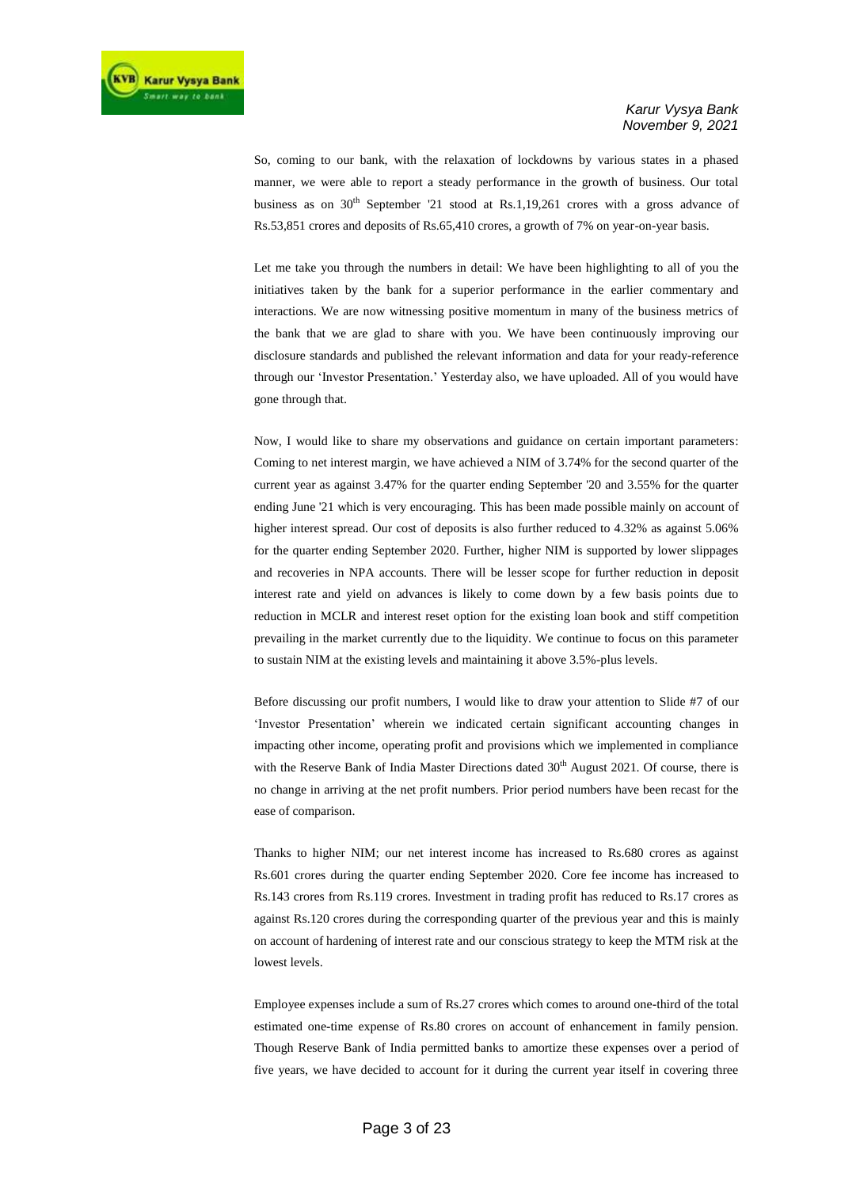So, coming to our bank, with the relaxation of lockdowns by various states in a phased manner, we were able to report a steady performance in the growth of business. Our total business as on 30th September '21 stood at Rs.1,19,261 crores with a gross advance of Rs.53,851 crores and deposits of Rs.65,410 crores, a growth of 7% on year-on-year basis.

Let me take you through the numbers in detail: We have been highlighting to all of you the initiatives taken by the bank for a superior performance in the earlier commentary and interactions. We are now witnessing positive momentum in many of the business metrics of the bank that we are glad to share with you. We have been continuously improving our disclosure standards and published the relevant information and data for your ready-reference through our 'Investor Presentation.' Yesterday also, we have uploaded. All of you would have gone through that.

Now, I would like to share my observations and guidance on certain important parameters: Coming to net interest margin, we have achieved a NIM of 3.74% for the second quarter of the current year as against 3.47% for the quarter ending September '20 and 3.55% for the quarter ending June '21 which is very encouraging. This has been made possible mainly on account of higher interest spread. Our cost of deposits is also further reduced to 4.32% as against 5.06% for the quarter ending September 2020. Further, higher NIM is supported by lower slippages and recoveries in NPA accounts. There will be lesser scope for further reduction in deposit interest rate and yield on advances is likely to come down by a few basis points due to reduction in MCLR and interest reset option for the existing loan book and stiff competition prevailing in the market currently due to the liquidity. We continue to focus on this parameter to sustain NIM at the existing levels and maintaining it above 3.5%-plus levels.

Before discussing our profit numbers, I would like to draw your attention to Slide #7 of our 'Investor Presentation' wherein we indicated certain significant accounting changes in impacting other income, operating profit and provisions which we implemented in compliance with the Reserve Bank of India Master Directions dated 30th August 2021. Of course, there is no change in arriving at the net profit numbers. Prior period numbers have been recast for the ease of comparison.

Thanks to higher NIM; our net interest income has increased to Rs.680 crores as against Rs.601 crores during the quarter ending September 2020. Core fee income has increased to Rs.143 crores from Rs.119 crores. Investment in trading profit has reduced to Rs.17 crores as against Rs.120 crores during the corresponding quarter of the previous year and this is mainly on account of hardening of interest rate and our conscious strategy to keep the MTM risk at the lowest levels.

Employee expenses include a sum of Rs.27 crores which comes to around one-third of the total estimated one-time expense of Rs.80 crores on account of enhancement in family pension. Though Reserve Bank of India permitted banks to amortize these expenses over a period of five years, we have decided to account for it during the current year itself in covering three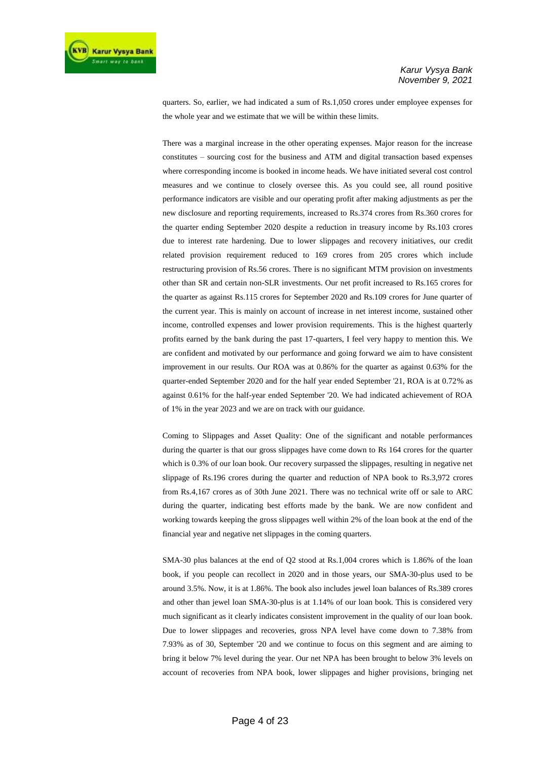quarters. So, earlier, we had indicated a sum of Rs.1,050 crores under employee expenses for the whole year and we estimate that we will be within these limits.

There was a marginal increase in the other operating expenses. Major reason for the increase constitutes – sourcing cost for the business and ATM and digital transaction based expenses where corresponding income is booked in income heads. We have initiated several cost control measures and we continue to closely oversee this. As you could see, all round positive performance indicators are visible and our operating profit after making adjustments as per the new disclosure and reporting requirements, increased to Rs.374 crores from Rs.360 crores for the quarter ending September 2020 despite a reduction in treasury income by Rs.103 crores due to interest rate hardening. Due to lower slippages and recovery initiatives, our credit related provision requirement reduced to 169 crores from 205 crores which include restructuring provision of Rs.56 crores. There is no significant MTM provision on investments other than SR and certain non-SLR investments. Our net profit increased to Rs.165 crores for the quarter as against Rs.115 crores for September 2020 and Rs.109 crores for June quarter of the current year. This is mainly on account of increase in net interest income, sustained other income, controlled expenses and lower provision requirements. This is the highest quarterly profits earned by the bank during the past 17-quarters, I feel very happy to mention this. We are confident and motivated by our performance and going forward we aim to have consistent improvement in our results. Our ROA was at 0.86% for the quarter as against 0.63% for the quarter-ended September 2020 and for the half year ended September '21, ROA is at 0.72% as against 0.61% for the half-year ended September '20. We had indicated achievement of ROA of 1% in the year 2023 and we are on track with our guidance.

Coming to Slippages and Asset Quality: One of the significant and notable performances during the quarter is that our gross slippages have come down to Rs 164 crores for the quarter which is 0.3% of our loan book. Our recovery surpassed the slippages, resulting in negative net slippage of Rs.196 crores during the quarter and reduction of NPA book to Rs.3,972 crores from Rs.4,167 crores as of 30th June 2021. There was no technical write off or sale to ARC during the quarter, indicating best efforts made by the bank. We are now confident and working towards keeping the gross slippages well within 2% of the loan book at the end of the financial year and negative net slippages in the coming quarters.

SMA-30 plus balances at the end of Q2 stood at Rs.1,004 crores which is 1.86% of the loan book, if you people can recollect in 2020 and in those years, our SMA-30-plus used to be around 3.5%. Now, it is at 1.86%. The book also includes jewel loan balances of Rs.389 crores and other than jewel loan SMA-30-plus is at 1.14% of our loan book. This is considered very much significant as it clearly indicates consistent improvement in the quality of our loan book. Due to lower slippages and recoveries, gross NPA level have come down to 7.38% from 7.93% as of 30, September '20 and we continue to focus on this segment and are aiming to bring it below 7% level during the year. Our net NPA has been brought to below 3% levels on account of recoveries from NPA book, lower slippages and higher provisions, bringing net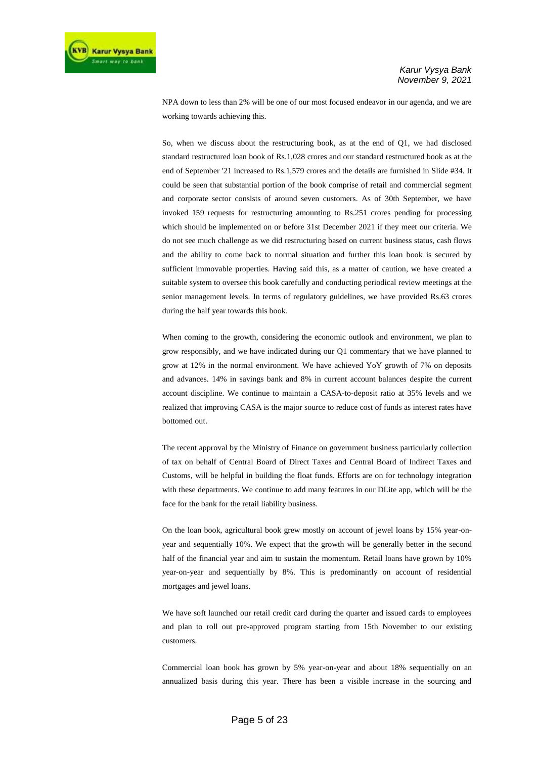NPA down to less than 2% will be one of our most focused endeavor in our agenda, and we are working towards achieving this.

So, when we discuss about the restructuring book, as at the end of Q1, we had disclosed standard restructured loan book of Rs.1,028 crores and our standard restructured book as at the end of September '21 increased to Rs.1,579 crores and the details are furnished in Slide #34. It could be seen that substantial portion of the book comprise of retail and commercial segment and corporate sector consists of around seven customers. As of 30th September, we have invoked 159 requests for restructuring amounting to Rs.251 crores pending for processing which should be implemented on or before 31st December 2021 if they meet our criteria. We do not see much challenge as we did restructuring based on current business status, cash flows and the ability to come back to normal situation and further this loan book is secured by sufficient immovable properties. Having said this, as a matter of caution, we have created a suitable system to oversee this book carefully and conducting periodical review meetings at the senior management levels. In terms of regulatory guidelines, we have provided Rs.63 crores during the half year towards this book.

When coming to the growth, considering the economic outlook and environment, we plan to grow responsibly, and we have indicated during our Q1 commentary that we have planned to grow at 12% in the normal environment. We have achieved YoY growth of 7% on deposits and advances. 14% in savings bank and 8% in current account balances despite the current account discipline. We continue to maintain a CASA-to-deposit ratio at 35% levels and we realized that improving CASA is the major source to reduce cost of funds as interest rates have bottomed out.

The recent approval by the Ministry of Finance on government business particularly collection of tax on behalf of Central Board of Direct Taxes and Central Board of Indirect Taxes and Customs, will be helpful in building the float funds. Efforts are on for technology integration with these departments. We continue to add many features in our DLite app, which will be the face for the bank for the retail liability business.

On the loan book, agricultural book grew mostly on account of jewel loans by 15% year-on-year and sequentially 10%. We expect that the growth will be generally better in the second half of the financial year and aim to sustain the momentum. Retail loans have grown by 10% year-on-year and sequentially by 8%. This is predominantly on account of residential mortgages and jewel loans.

We have soft launched our retail credit card during the quarter and issued cards to employees and plan to roll out pre-approved program starting from 15th November to our existing customers.

Commercial loan book has grown by 5% year-on-year and about 18% sequentially on an annualized basis during this year. There has been a visible increase in the sourcing and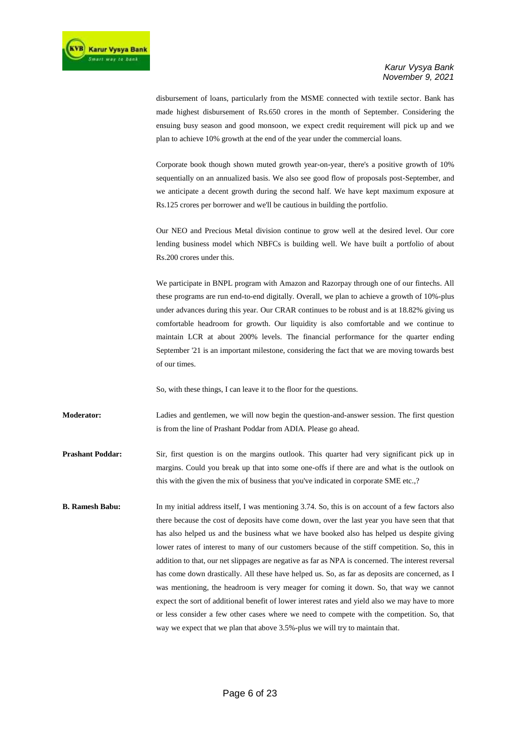disbursement of loans, particularly from the MSME connected with textile sector. Bank has made highest disbursement of Rs.650 crores in the month of September. Considering the ensuing busy season and good monsoon, we expect credit requirement will pick up and we plan to achieve 10% growth at the end of the year under the commercial loans.

Corporate book though shown muted growth year-on-year, there's a positive growth of 10% sequentially on an annualized basis. We also see good flow of proposals post-September, and we anticipate a decent growth during the second half. We have kept maximum exposure at Rs.125 crores per borrower and we'll be cautious in building the portfolio.

Our NEO and Precious Metal division continue to grow well at the desired level. Our core lending business model which NBFCs is building well. We have built a portfolio of about Rs.200 crores under this.

We participate in BNPL program with Amazon and Razorpay through one of our fintechs. All these programs are run end-to-end digitally. Overall, we plan to achieve a growth of 10%-plus under advances during this year. Our CRAR continues to be robust and is at 18.82% giving us comfortable headroom for growth. Our liquidity is also comfortable and we continue to maintain LCR at about 200% levels. The financial performance for the quarter ending September '21 is an important milestone, considering the fact that we are moving towards best of our times.

So, with these things, I can leave it to the floor for the questions.

**Moderator:** Ladies and gentlemen, we will now begin the question-and-answer session. The first question is from the line of Prashant Poddar from ADIA. Please go ahead.

**Prashant Poddar:** Sir, first question is on the margins outlook. This quarter had very significant pick up in margins. Could you break up that into some one-offs if there are and what is the outlook on this with the given the mix of business that you've indicated in corporate SME etc.,?

**B. Ramesh Babu:** In my initial address itself, I was mentioning 3.74. So, this is on account of a few factors also there because the cost of deposits have come down, over the last year you have seen that that has also helped us and the business what we have booked also has helped us despite giving lower rates of interest to many of our customers because of the stiff competition. So, this in addition to that, our net slippages are negative as far as NPA is concerned. The interest reversal has come down drastically. All these have helped us. So, as far as deposits are concerned, as I was mentioning, the headroom is very meager for coming it down. So, that way we cannot expect the sort of additional benefit of lower interest rates and yield also we may have to more or less consider a few other cases where we need to compete with the competition. So, that way we expect that we plan that above 3.5%-plus we will try to maintain that.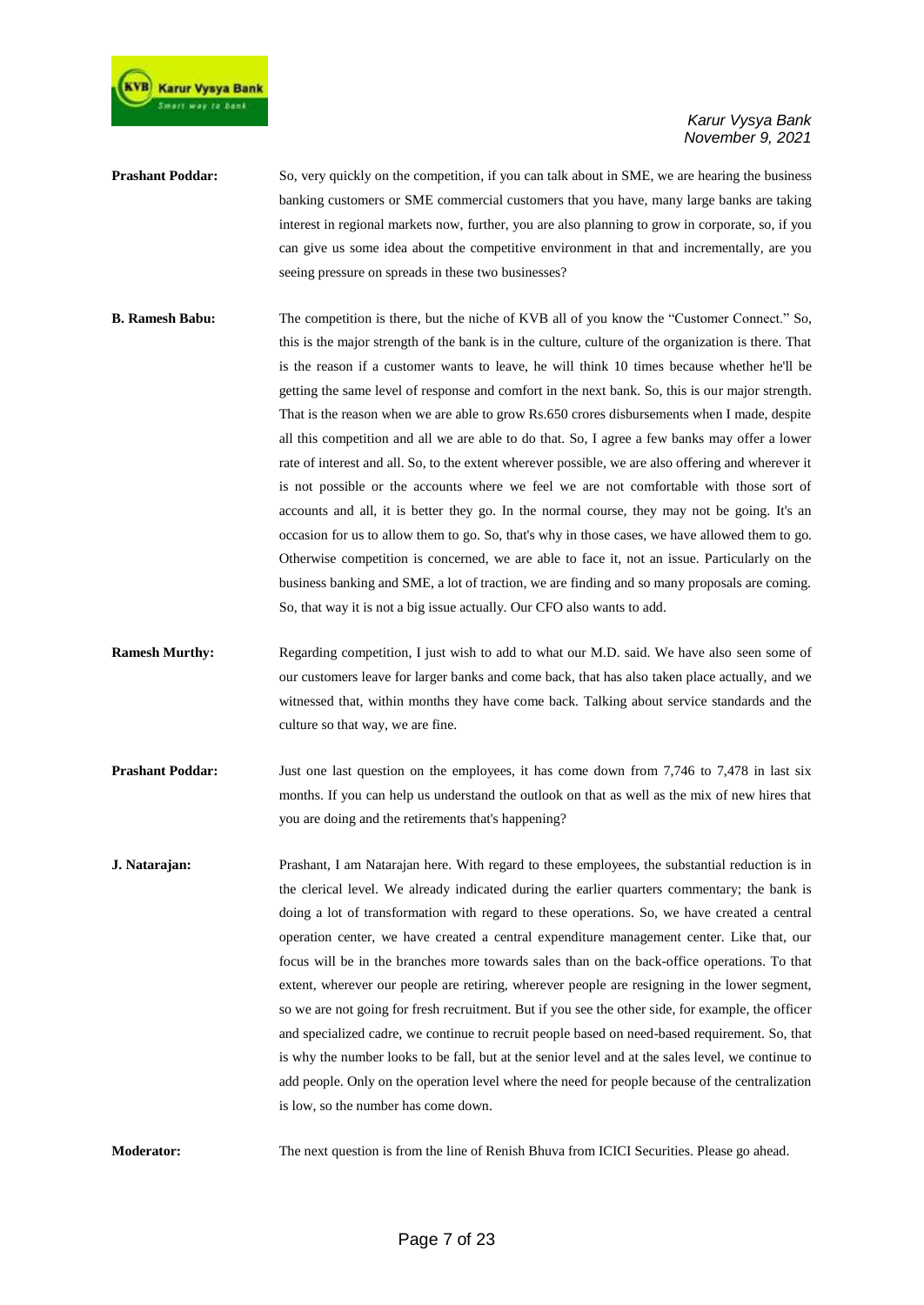**Prashant Poddar:** So, very quickly on the competition, if you can talk about in SME, we are hearing the business banking customers or SME commercial customers that you have, many large banks are taking interest in regional markets now, further, you are also planning to grow in corporate, so, if you can give us some idea about the competitive environment in that and incrementally, are you seeing pressure on spreads in these two businesses?

**B. Ramesh Babu:** The competition is there, but the niche of KVB all of you know the "Customer Connect." So, this is the major strength of the bank is in the culture, culture of the organization is there. That is the reason if a customer wants to leave, he will think 10 times because whether he'll be getting the same level of response and comfort in the next bank. So, this is our major strength. That is the reason when we are able to grow Rs.650 crores disbursements when I made, despite all this competition and all we are able to do that. So, I agree a few banks may offer a lower rate of interest and all. So, to the extent wherever possible, we are also offering and wherever it is not possible or the accounts where we feel we are not comfortable with those sort of accounts and all, it is better they go. In the normal course, they may not be going. It's an occasion for us to allow them to go. So, that's why in those cases, we have allowed them to go. Otherwise competition is concerned, we are able to face it, not an issue. Particularly on the business banking and SME, a lot of traction, we are finding and so many proposals are coming. So, that way it is not a big issue actually. Our CFO also wants to add.

**Ramesh Murthy:** Regarding competition, I just wish to add to what our M.D. said. We have also seen some of our customers leave for larger banks and come back, that has also taken place actually, and we witnessed that, within months they have come back. Talking about service standards and the culture so that way, we are fine.

**Prashant Poddar:** Just one last question on the employees, it has come down from 7,746 to 7,478 in last six months. If you can help us understand the outlook on that as well as the mix of new hires that you are doing and the retirements that's happening?

**J. Natarajan:** Prashant, I am Natarajan here. With regard to these employees, the substantial reduction is in the clerical level. We already indicated during the earlier quarters commentary; the bank is doing a lot of transformation with regard to these operations. So, we have created a central operation center, we have created a central expenditure management center. Like that, our focus will be in the branches more towards sales than on the back-office operations. To that extent, wherever our people are retiring, wherever people are resigning in the lower segment, so we are not going for fresh recruitment. But if you see the other side, for example, the officer and specialized cadre, we continue to recruit people based on need-based requirement. So, that is why the number looks to be fall, but at the senior level and at the sales level, we continue to add people. Only on the operation level where the need for people because of the centralization is low, so the number has come down.

**Moderator:** The next question is from the line of Renish Bhuva from ICICI Securities. Please go ahead.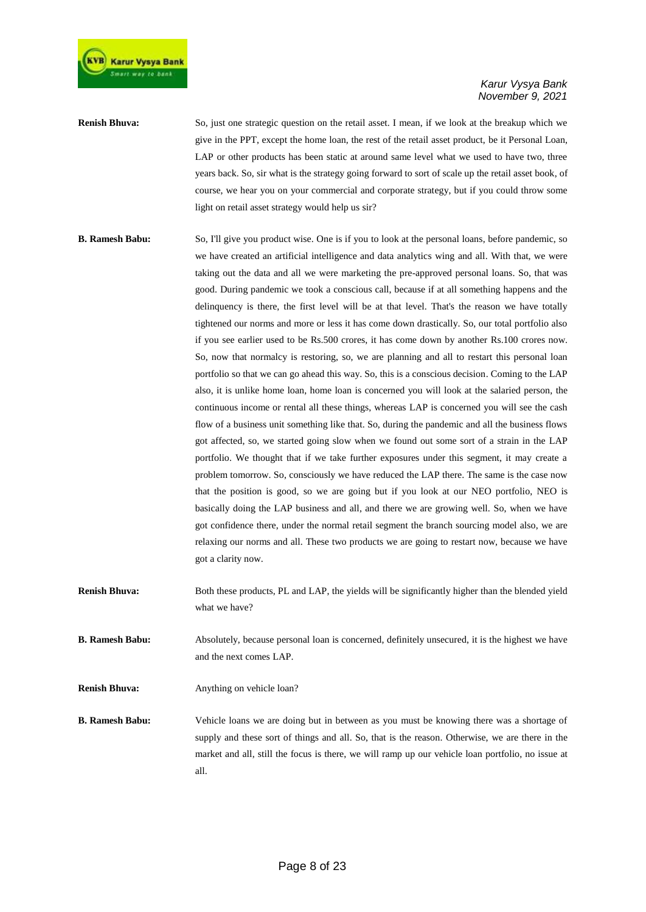**Renish Bhuva:** So, just one strategic question on the retail asset. I mean, if we look at the breakup which we give in the PPT, except the home loan, the rest of the retail asset product, be it Personal Loan, LAP or other products has been static at around same level what we used to have two, three years back. So, sir what is the strategy going forward to sort of scale up the retail asset book, of course, we hear you on your commercial and corporate strategy, but if you could throw some light on retail asset strategy would help us sir?

**B. Ramesh Babu:** So, I'll give you product wise. One is if you to look at the personal loans, before pandemic, so we have created an artificial intelligence and data analytics wing and all. With that, we were taking out the data and all we were marketing the pre-approved personal loans. So, that was good. During pandemic we took a conscious call, because if at all something happens and the delinquency is there, the first level will be at that level. That's the reason we have totally tightened our norms and more or less it has come down drastically. So, our total portfolio also if you see earlier used to be Rs.500 crores, it has come down by another Rs.100 crores now. So, now that normalcy is restoring, so, we are planning and all to restart this personal loan portfolio so that we can go ahead this way. So, this is a conscious decision. Coming to the LAP also, it is unlike home loan, home loan is concerned you will look at the salaried person, the continuous income or rental all these things, whereas LAP is concerned you will see the cash flow of a business unit something like that. So, during the pandemic and all the business flows got affected, so, we started going slow when we found out some sort of a strain in the LAP portfolio. We thought that if we take further exposures under this segment, it may create a problem tomorrow. So, consciously we have reduced the LAP there. The same is the case now that the position is good, so we are going but if you look at our NEO portfolio, NEO is basically doing the LAP business and all, and there we are growing well. So, when we have got confidence there, under the normal retail segment the branch sourcing model also, we are relaxing our norms and all. These two products we are going to restart now, because we have got a clarity now.

**Renish Bhuva:** Both these products, PL and LAP, the yields will be significantly higher than the blended yield what we have?

**B. Ramesh Babu:** Absolutely, because personal loan is concerned, definitely unsecured, it is the highest we have and the next comes LAP.

**Renish Bhuva:** Anything on vehicle loan?

**B. Ramesh Babu:** Vehicle loans we are doing but in between as you must be knowing there was a shortage of supply and these sort of things and all. So, that is the reason. Otherwise, we are there in the market and all, still the focus is there, we will ramp up our vehicle loan portfolio, no issue at all.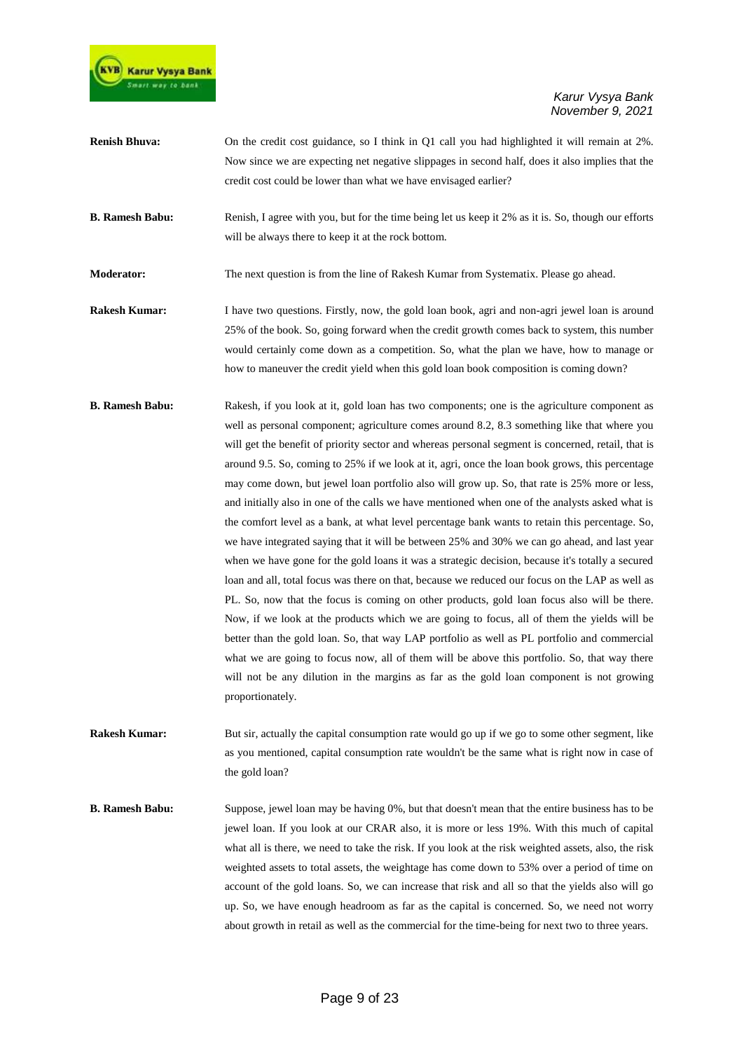**Renish Bhuva:** On the credit cost guidance, so I think in Q1 call you had highlighted it will remain at 2%. Now since we are expecting net negative slippages in second half, does it also implies that the credit cost could be lower than what we have envisaged earlier?

**B. Ramesh Babu:** Renish, I agree with you, but for the time being let us keep it 2% as it is. So, though our efforts will be always there to keep it at the rock bottom.

**Moderator:** The next question is from the line of Rakesh Kumar from Systematix. Please go ahead.

**Rakesh Kumar:** I have two questions. Firstly, now, the gold loan book, agri and non-agri jewel loan is around 25% of the book. So, going forward when the credit growth comes back to system, this number would certainly come down as a competition. So, what the plan we have, how to manage or how to maneuver the credit yield when this gold loan book composition is coming down?

**B. Ramesh Babu:** Rakesh, if you look at it, gold loan has two components; one is the agriculture component as well as personal component; agriculture comes around 8.2, 8.3 something like that where you will get the benefit of priority sector and whereas personal segment is concerned, retail, that is around 9.5. So, coming to 25% if we look at it, agri, once the loan book grows, this percentage may come down, but jewel loan portfolio also will grow up. So, that rate is 25% more or less, and initially also in one of the calls we have mentioned when one of the analysts asked what is the comfort level as a bank, at what level percentage bank wants to retain this percentage. So, we have integrated saying that it will be between 25% and 30% we can go ahead, and last year when we have gone for the gold loans it was a strategic decision, because it's totally a secured loan and all, total focus was there on that, because we reduced our focus on the LAP as well as PL. So, now that the focus is coming on other products, gold loan focus also will be there. Now, if we look at the products which we are going to focus, all of them the yields will be better than the gold loan. So, that way LAP portfolio as well as PL portfolio and commercial what we are going to focus now, all of them will be above this portfolio. So, that way there will not be any dilution in the margins as far as the gold loan component is not growing proportionately.

**Rakesh Kumar:** But sir, actually the capital consumption rate would go up if we go to some other segment, like as you mentioned, capital consumption rate wouldn't be the same what is right now in case of the gold loan?

**B. Ramesh Babu:** Suppose, jewel loan may be having 0%, but that doesn't mean that the entire business has to be jewel loan. If you look at our CRAR also, it is more or less 19%. With this much of capital what all is there, we need to take the risk. If you look at the risk weighted assets, also, the risk weighted assets to total assets, the weightage has come down to 53% over a period of time on account of the gold loans. So, we can increase that risk and all so that the yields also will go up. So, we have enough headroom as far as the capital is concerned. So, we need not worry about growth in retail as well as the commercial for the time-being for next two to three years.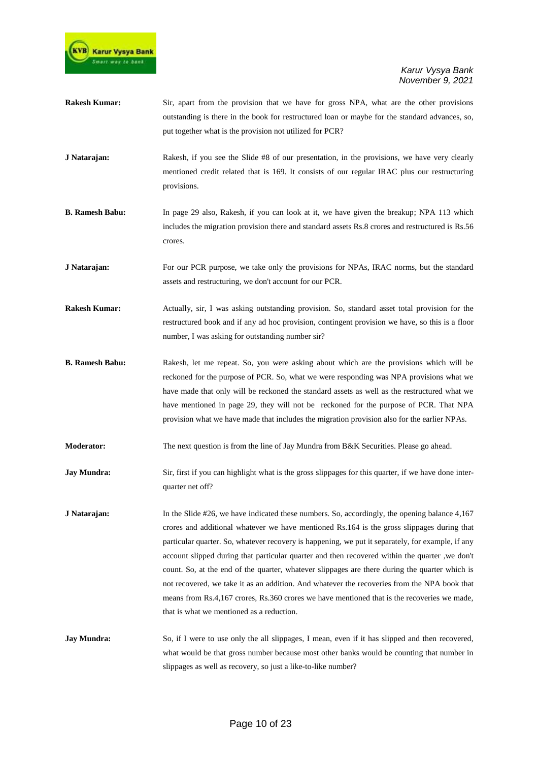**Rakesh Kumar:** Sir, apart from the provision that we have for gross NPA, what are the other provisions outstanding is there in the book for restructured loan or maybe for the standard advances, so, put together what is the provision not utilized for PCR?

**J Natarajan:** Rakesh, if you see the Slide #8 of our presentation, in the provisions, we have very clearly mentioned credit related that is 169. It consists of our regular IRAC plus our restructuring provisions.

**B. Ramesh Babu:** In page 29 also, Rakesh, if you can look at it, we have given the breakup; NPA 113 which includes the migration provision there and standard assets Rs.8 crores and restructured is Rs.56 crores.

**J Natarajan:** For our PCR purpose, we take only the provisions for NPAs, IRAC norms, but the standard assets and restructuring, we don't account for our PCR.

**Rakesh Kumar:** Actually, sir, I was asking outstanding provision. So, standard asset total provision for the restructured book and if any ad hoc provision, contingent provision we have, so this is a floor number, I was asking for outstanding number sir?

**B. Ramesh Babu:** Rakesh, let me repeat. So, you were asking about which are the provisions which will be reckoned for the purpose of PCR. So, what we were responding was NPA provisions what we have made that only will be reckoned the standard assets as well as the restructured what we have mentioned in page 29, they will not be reckoned for the purpose of PCR. That NPA provision what we have made that includes the migration provision also for the earlier NPAs.

**Moderator:** The next question is from the line of Jay Mundra from B&K Securities. Please go ahead.

**Jay Mundra:** Sir, first if you can highlight what is the gross slippages for this quarter, if we have done inter-quarter net off?

**J Natarajan:** In the Slide #26, we have indicated these numbers. So, accordingly, the opening balance 4,167 crores and additional whatever we have mentioned Rs.164 is the gross slippages during that particular quarter. So, whatever recovery is happening, we put it separately, for example, if any account slipped during that particular quarter and then recovered within the quarter ,we don't count. So, at the end of the quarter, whatever slippages are there during the quarter which is not recovered, we take it as an addition. And whatever the recoveries from the NPA book that means from Rs.4,167 crores, Rs.360 crores we have mentioned that is the recoveries we made, that is what we mentioned as a reduction.

**Jay Mundra:** So, if I were to use only the all slippages, I mean, even if it has slipped and then recovered, what would be that gross number because most other banks would be counting that number in slippages as well as recovery, so just a like-to-like number?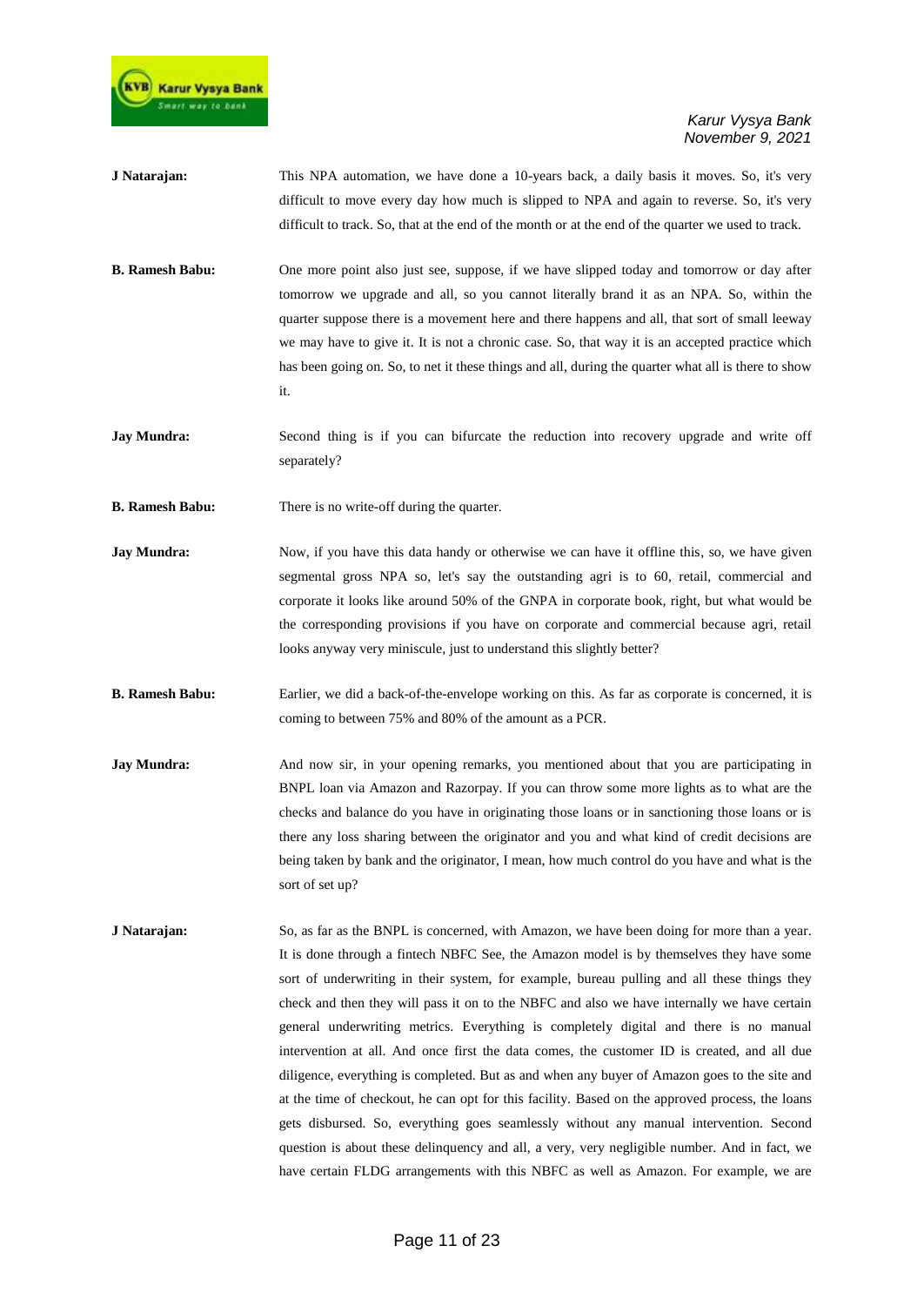**J Natarajan:** This NPA automation, we have done a 10-years back, a daily basis it moves. So, it's very difficult to move every day how much is slipped to NPA and again to reverse. So, it's very difficult to track. So, that at the end of the month or at the end of the quarter we used to track.

**B. Ramesh Babu:** One more point also just see, suppose, if we have slipped today and tomorrow or day after tomorrow we upgrade and all, so you cannot literally brand it as an NPA. So, within the quarter suppose there is a movement here and there happens and all, that sort of small leeway we may have to give it. It is not a chronic case. So, that way it is an accepted practice which has been going on. So, to net it these things and all, during the quarter what all is there to show it.

**Jay Mundra:** Second thing is if you can bifurcate the reduction into recovery upgrade and write off separately?

**B. Ramesh Babu:** There is no write-off during the quarter.

**Jay Mundra:** Now, if you have this data handy or otherwise we can have it offline this, so, we have given segmental gross NPA so, let's say the outstanding agri is to 60, retail, commercial and corporate it looks like around 50% of the GNPA in corporate book, right, but what would be the corresponding provisions if you have on corporate and commercial because agri, retail looks anyway very miniscule, just to understand this slightly better?

**B. Ramesh Babu:** Earlier, we did a back-of-the-envelope working on this. As far as corporate is concerned, it is coming to between 75% and 80% of the amount as a PCR.

**Jay Mundra:** And now sir, in your opening remarks, you mentioned about that you are participating in BNPL loan via Amazon and Razorpay. If you can throw some more lights as to what are the checks and balance do you have in originating those loans or in sanctioning those loans or is there any loss sharing between the originator and you and what kind of credit decisions are being taken by bank and the originator, I mean, how much control do you have and what is the sort of set up?

**J Natarajan:** So, as far as the BNPL is concerned, with Amazon, we have been doing for more than a year. It is done through a fintech NBFC See, the Amazon model is by themselves they have some sort of underwriting in their system, for example, bureau pulling and all these things they check and then they will pass it on to the NBFC and also we have internally we have certain general underwriting metrics. Everything is completely digital and there is no manual intervention at all. And once first the data comes, the customer ID is created, and all due diligence, everything is completed. But as and when any buyer of Amazon goes to the site and at the time of checkout, he can opt for this facility. Based on the approved process, the loans gets disbursed. So, everything goes seamlessly without any manual intervention. Second question is about these delinquency and all, a very, very negligible number. And in fact, we have certain FLDG arrangements with this NBFC as well as Amazon. For example, we are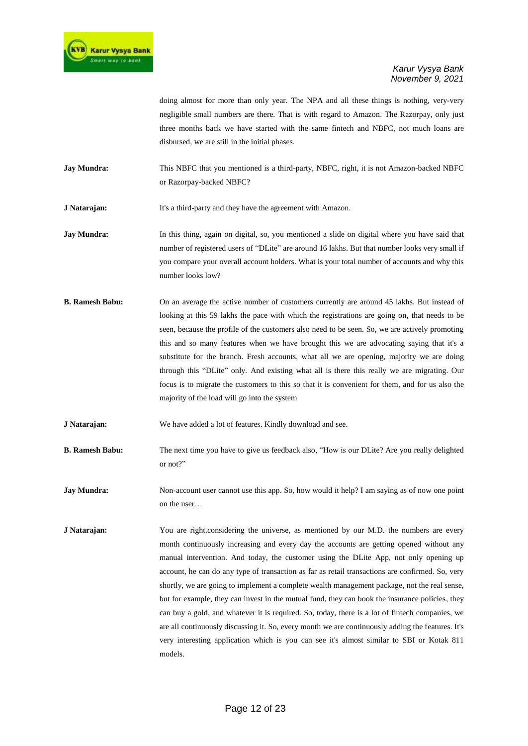doing almost for more than only year. The NPA and all these things is nothing, very-very negligible small numbers are there. That is with regard to Amazon. The Razorpay, only just three months back we have started with the same fintech and NBFC, not much loans are disbursed, we are still in the initial phases.

**Jay Mundra:** This NBFC that you mentioned is a third-party, NBFC, right, it is not Amazon-backed NBFC or Razorpay-backed NBFC?

**J Natarajan:** It's a third-party and they have the agreement with Amazon.

**Jay Mundra:** In this thing, again on digital, so, you mentioned a slide on digital where you have said that number of registered users of "DLite" are around 16 lakhs. But that number looks very small if you compare your overall account holders. What is your total number of accounts and why this number looks low?

**B. Ramesh Babu:** On an average the active number of customers currently are around 45 lakhs. But instead of looking at this 59 lakhs the pace with which the registrations are going on, that needs to be seen, because the profile of the customers also need to be seen. So, we are actively promoting this and so many features when we have brought this we are advocating saying that it's a substitute for the branch. Fresh accounts, what all we are opening, majority we are doing through this "DLite" only. And existing what all is there this really we are migrating. Our focus is to migrate the customers to this so that it is convenient for them, and for us also the majority of the load will go into the system

**J Natarajan:** We have added a lot of features. Kindly download and see.

**B. Ramesh Babu:** The next time you have to give us feedback also, "How is our DLite? Are you really delighted or not?"

**Jay Mundra:** Non-account user cannot use this app. So, how would it help? I am saying as of now one point on the user…

**J Natarajan:** You are right,considering the universe, as mentioned by our M.D. the numbers are every month continuously increasing and every day the accounts are getting opened without any manual intervention. And today, the customer using the DLite App, not only opening up account, he can do any type of transaction as far as retail transactions are confirmed. So, very shortly, we are going to implement a complete wealth management package, not the real sense, but for example, they can invest in the mutual fund, they can book the insurance policies, they can buy a gold, and whatever it is required. So, today, there is a lot of fintech companies, we are all continuously discussing it. So, every month we are continuously adding the features. It's very interesting application which is you can see it's almost similar to SBI or Kotak 811 models.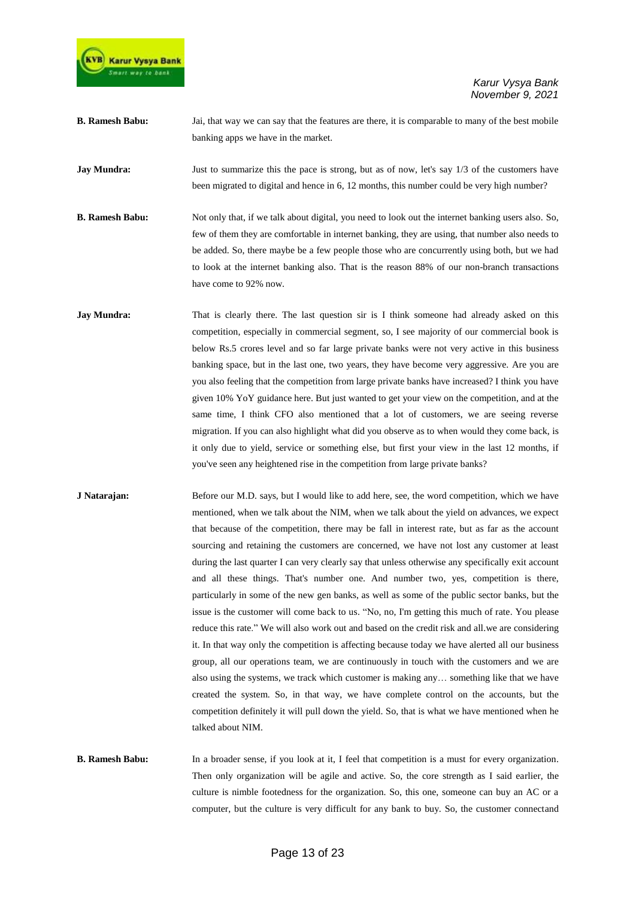**B. Ramesh Babu:** Jai, that way we can say that the features are there, it is comparable to many of the best mobile banking apps we have in the market.

**Jay Mundra:** Just to summarize this the pace is strong, but as of now, let's say 1/3 of the customers have been migrated to digital and hence in 6, 12 months, this number could be very high number?

**B. Ramesh Babu:** Not only that, if we talk about digital, you need to look out the internet banking users also. So, few of them they are comfortable in internet banking, they are using, that number also needs to be added. So, there maybe be a few people those who are concurrently using both, but we had to look at the internet banking also. That is the reason 88% of our non-branch transactions have come to 92% now.

**Jay Mundra:** That is clearly there. The last question sir is I think someone had already asked on this competition, especially in commercial segment, so, I see majority of our commercial book is below Rs.5 crores level and so far large private banks were not very active in this business banking space, but in the last one, two years, they have become very aggressive. Are you are you also feeling that the competition from large private banks have increased? I think you have given 10% YoY guidance here. But just wanted to get your view on the competition, and at the same time, I think CFO also mentioned that a lot of customers, we are seeing reverse migration. If you can also highlight what did you observe as to when would they come back, is it only due to yield, service or something else, but first your view in the last 12 months, if you've seen any heightened rise in the competition from large private banks?

**J Natarajan:** Before our M.D. says, but I would like to add here, see, the word competition, which we have mentioned, when we talk about the NIM, when we talk about the yield on advances, we expect that because of the competition, there may be fall in interest rate, but as far as the account sourcing and retaining the customers are concerned, we have not lost any customer at least during the last quarter I can very clearly say that unless otherwise any specifically exit account and all these things. That's number one. And number two, yes, competition is there, particularly in some of the new gen banks, as well as some of the public sector banks, but the issue is the customer will come back to us. "No, no, I'm getting this much of rate. You please reduce this rate." We will also work out and based on the credit risk and all.we are considering it. In that way only the competition is affecting because today we have alerted all our business group, all our operations team, we are continuously in touch with the customers and we are also using the systems, we track which customer is making any… something like that we have created the system. So, in that way, we have complete control on the accounts, but the competition definitely it will pull down the yield. So, that is what we have mentioned when he talked about NIM.

**B. Ramesh Babu:** In a broader sense, if you look at it, I feel that competition is a must for every organization. Then only organization will be agile and active. So, the core strength as I said earlier, the culture is nimble footedness for the organization. So, this one, someone can buy an AC or a computer, but the culture is very difficult for any bank to buy. So, the customer connectand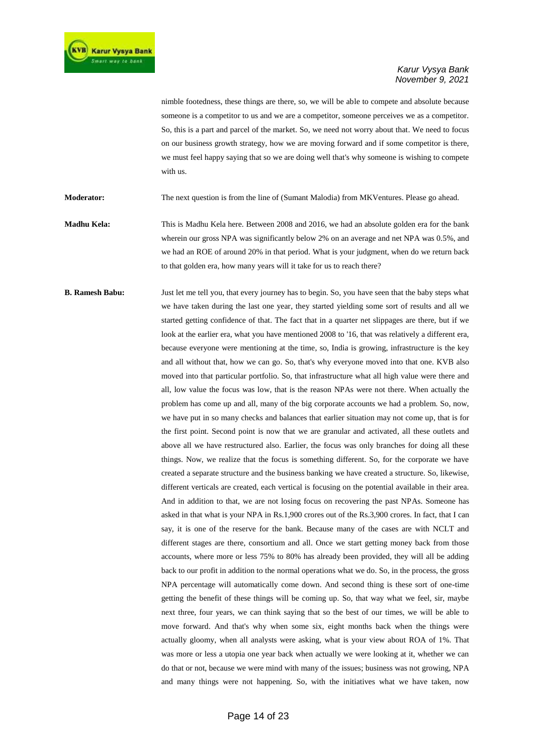nimble footedness, these things are there, so, we will be able to compete and absolute because someone is a competitor to us and we are a competitor, someone perceives we as a competitor. So, this is a part and parcel of the market. So, we need not worry about that. We need to focus on our business growth strategy, how we are moving forward and if some competitor is there, we must feel happy saying that so we are doing well that's why someone is wishing to compete with us.

**Moderator:** The next question is from the line of (Sumant Malodia) from MKVentures. Please go ahead.

**Madhu Kela:** This is Madhu Kela here. Between 2008 and 2016, we had an absolute golden era for the bank wherein our gross NPA was significantly below 2% on an average and net NPA was 0.5%, and we had an ROE of around 20% in that period. What is your judgment, when do we return back to that golden era, how many years will it take for us to reach there?

**B. Ramesh Babu:** Just let me tell you, that every journey has to begin. So, you have seen that the baby steps what we have taken during the last one year, they started yielding some sort of results and all we started getting confidence of that. The fact that in a quarter net slippages are there, but if we look at the earlier era, what you have mentioned 2008 to '16, that was relatively a different era, because everyone were mentioning at the time, so, India is growing, infrastructure is the key and all without that, how we can go. So, that's why everyone moved into that one. KVB also moved into that particular portfolio. So, that infrastructure what all high value were there and all, low value the focus was low, that is the reason NPAs were not there. When actually the problem has come up and all, many of the big corporate accounts we had a problem. So, now, we have put in so many checks and balances that earlier situation may not come up, that is for the first point. Second point is now that we are granular and activated, all these outlets and above all we have restructured also. Earlier, the focus was only branches for doing all these things. Now, we realize that the focus is something different. So, for the corporate we have created a separate structure and the business banking we have created a structure. So, likewise, different verticals are created, each vertical is focusing on the potential available in their area. And in addition to that, we are not losing focus on recovering the past NPAs. Someone has asked in that what is your NPA in Rs.1,900 crores out of the Rs.3,900 crores. In fact, that I can say, it is one of the reserve for the bank. Because many of the cases are with NCLT and different stages are there, consortium and all. Once we start getting money back from those accounts, where more or less 75% to 80% has already been provided, they will all be adding back to our profit in addition to the normal operations what we do. So, in the process, the gross NPA percentage will automatically come down. And second thing is these sort of one-time getting the benefit of these things will be coming up. So, that way what we feel, sir, maybe next three, four years, we can think saying that so the best of our times, we will be able to move forward. And that's why when some six, eight months back when the things were actually gloomy, when all analysts were asking, what is your view about ROA of 1%. That was more or less a utopia one year back when actually we were looking at it, whether we can do that or not, because we were mind with many of the issues; business was not growing, NPA and many things were not happening. So, with the initiatives what we have taken, now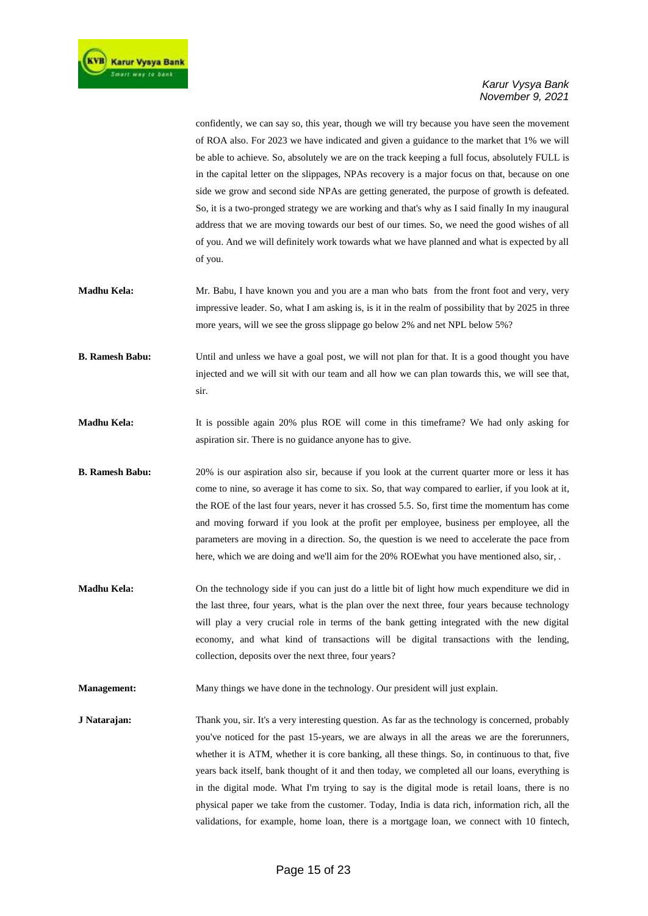confidently, we can say so, this year, though we will try because you have seen the movement of ROA also. For 2023 we have indicated and given a guidance to the market that 1% we will be able to achieve. So, absolutely we are on the track keeping a full focus, absolutely FULL is in the capital letter on the slippages, NPAs recovery is a major focus on that, because on one side we grow and second side NPAs are getting generated, the purpose of growth is defeated. So, it is a two-pronged strategy we are working and that's why as I said finally In my inaugural address that we are moving towards our best of our times. So, we need the good wishes of all of you. And we will definitely work towards what we have planned and what is expected by all of you.

**Madhu Kela:** Mr. Babu, I have known you and you are a man who bats from the front foot and very, very impressive leader. So, what I am asking is, is it in the realm of possibility that by 2025 in three more years, will we see the gross slippage go below 2% and net NPL below 5%?

**B. Ramesh Babu:** Until and unless we have a goal post, we will not plan for that. It is a good thought you have injected and we will sit with our team and all how we can plan towards this, we will see that, sir.

**Madhu Kela:** It is possible again 20% plus ROE will come in this timeframe? We had only asking for aspiration sir. There is no guidance anyone has to give.

**B. Ramesh Babu:** 20% is our aspiration also sir, because if you look at the current quarter more or less it has come to nine, so average it has come to six. So, that way compared to earlier, if you look at it, the ROE of the last four years, never it has crossed 5.5. So, first time the momentum has come and moving forward if you look at the profit per employee, business per employee, all the parameters are moving in a direction. So, the question is we need to accelerate the pace from here, which we are doing and we'll aim for the 20% ROEwhat you have mentioned also, sir, .

**Madhu Kela:** On the technology side if you can just do a little bit of light how much expenditure we did in the last three, four years, what is the plan over the next three, four years because technology will play a very crucial role in terms of the bank getting integrated with the new digital economy, and what kind of transactions will be digital transactions with the lending, collection, deposits over the next three, four years?

**Management:** Many things we have done in the technology. Our president will just explain.

**J Natarajan:** Thank you, sir. It's a very interesting question. As far as the technology is concerned, probably you've noticed for the past 15-years, we are always in all the areas we are the forerunners, whether it is ATM, whether it is core banking, all these things. So, in continuous to that, five years back itself, bank thought of it and then today, we completed all our loans, everything is in the digital mode. What I'm trying to say is the digital mode is retail loans, there is no physical paper we take from the customer. Today, India is data rich, information rich, all the validations, for example, home loan, there is a mortgage loan, we connect with 10 fintech,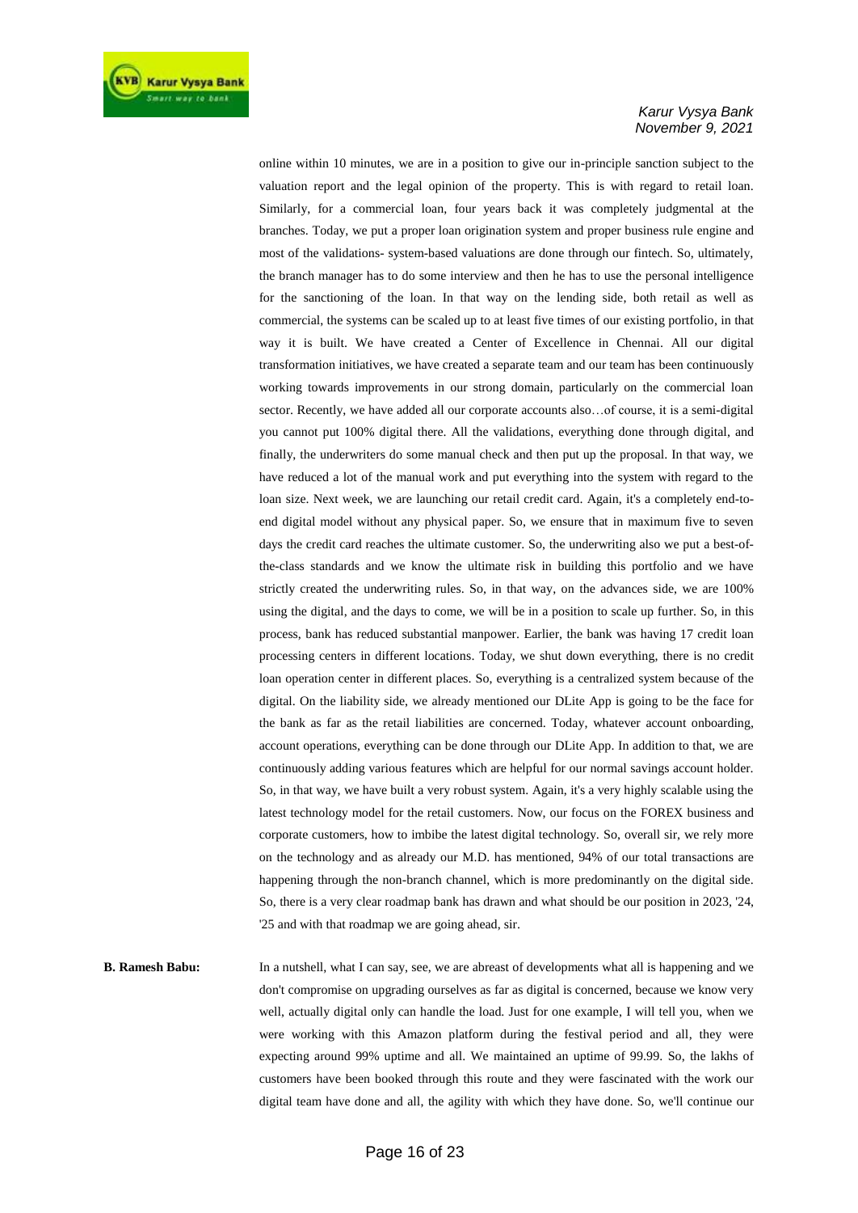online within 10 minutes, we are in a position to give our in-principle sanction subject to the valuation report and the legal opinion of the property. This is with regard to retail loan. Similarly, for a commercial loan, four years back it was completely judgmental at the branches. Today, we put a proper loan origination system and proper business rule engine and most of the validations- system-based valuations are done through our fintech. So, ultimately, the branch manager has to do some interview and then he has to use the personal intelligence for the sanctioning of the loan. In that way on the lending side, both retail as well as commercial, the systems can be scaled up to at least five times of our existing portfolio, in that way it is built. We have created a Center of Excellence in Chennai. All our digital transformation initiatives, we have created a separate team and our team has been continuously working towards improvements in our strong domain, particularly on the commercial loan sector. Recently, we have added all our corporate accounts also…of course, it is a semi-digital you cannot put 100% digital there. All the validations, everything done through digital, and finally, the underwriters do some manual check and then put up the proposal. In that way, we have reduced a lot of the manual work and put everything into the system with regard to the loan size. Next week, we are launching our retail credit card. Again, it's a completely end-to-end digital model without any physical paper. So, we ensure that in maximum five to seven days the credit card reaches the ultimate customer. So, the underwriting also we put a best-of-the-class standards and we know the ultimate risk in building this portfolio and we have strictly created the underwriting rules. So, in that way, on the advances side, we are 100% using the digital, and the days to come, we will be in a position to scale up further. So, in this process, bank has reduced substantial manpower. Earlier, the bank was having 17 credit loan processing centers in different locations. Today, we shut down everything, there is no credit loan operation center in different places. So, everything is a centralized system because of the digital. On the liability side, we already mentioned our DLite App is going to be the face for the bank as far as the retail liabilities are concerned. Today, whatever account onboarding, account operations, everything can be done through our DLite App. In addition to that, we are continuously adding various features which are helpful for our normal savings account holder. So, in that way, we have built a very robust system. Again, it's a very highly scalable using the latest technology model for the retail customers. Now, our focus on the FOREX business and corporate customers, how to imbibe the latest digital technology. So, overall sir, we rely more on the technology and as already our M.D. has mentioned, 94% of our total transactions are happening through the non-branch channel, which is more predominantly on the digital side. So, there is a very clear roadmap bank has drawn and what should be our position in 2023, '24, '25 and with that roadmap we are going ahead, sir.

**B. Ramesh Babu:** In a nutshell, what I can say, see, we are abreast of developments what all is happening and we don't compromise on upgrading ourselves as far as digital is concerned, because we know very well, actually digital only can handle the load. Just for one example, I will tell you, when we were working with this Amazon platform during the festival period and all, they were expecting around 99% uptime and all. We maintained an uptime of 99.99. So, the lakhs of customers have been booked through this route and they were fascinated with the work our digital team have done and all, the agility with which they have done. So, we'll continue our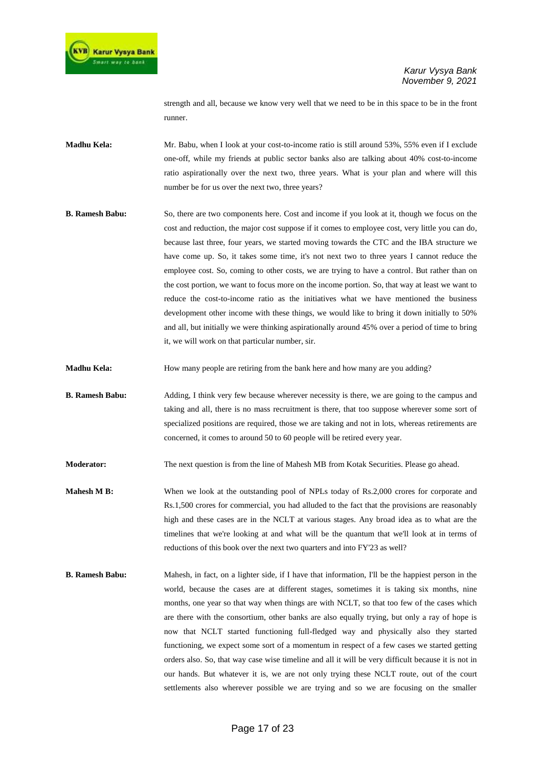strength and all, because we know very well that we need to be in this space to be in the front runner.

**Madhu Kela:** Mr. Babu, when I look at your cost-to-income ratio is still around 53%, 55% even if I exclude one-off, while my friends at public sector banks also are talking about 40% cost-to-income ratio aspirationally over the next two, three years. What is your plan and where will this number be for us over the next two, three years?

**B. Ramesh Babu:** So, there are two components here. Cost and income if you look at it, though we focus on the cost and reduction, the major cost suppose if it comes to employee cost, very little you can do, because last three, four years, we started moving towards the CTC and the IBA structure we have come up. So, it takes some time, it's not next two to three years I cannot reduce the employee cost. So, coming to other costs, we are trying to have a control. But rather than on the cost portion, we want to focus more on the income portion. So, that way at least we want to reduce the cost-to-income ratio as the initiatives what we have mentioned the business development other income with these things, we would like to bring it down initially to 50% and all, but initially we were thinking aspirationally around 45% over a period of time to bring it, we will work on that particular number, sir.

**Madhu Kela:** How many people are retiring from the bank here and how many are you adding?

**B. Ramesh Babu:** Adding, I think very few because wherever necessity is there, we are going to the campus and taking and all, there is no mass recruitment is there, that too suppose wherever some sort of specialized positions are required, those we are taking and not in lots, whereas retirements are concerned, it comes to around 50 to 60 people will be retired every year.

**Moderator:** The next question is from the line of Mahesh MB from Kotak Securities. Please go ahead.

**Mahesh M B:** When we look at the outstanding pool of NPLs today of Rs.2,000 crores for corporate and Rs.1,500 crores for commercial, you had alluded to the fact that the provisions are reasonably high and these cases are in the NCLT at various stages. Any broad idea as to what are the timelines that we're looking at and what will be the quantum that we'll look at in terms of reductions of this book over the next two quarters and into FY'23 as well?

**B. Ramesh Babu:** Mahesh, in fact, on a lighter side, if I have that information, I'll be the happiest person in the world, because the cases are at different stages, sometimes it is taking six months, nine months, one year so that way when things are with NCLT, so that too few of the cases which are there with the consortium, other banks are also equally trying, but only a ray of hope is now that NCLT started functioning full-fledged way and physically also they started functioning, we expect some sort of a momentum in respect of a few cases we started getting orders also. So, that way case wise timeline and all it will be very difficult because it is not in our hands. But whatever it is, we are not only trying these NCLT route, out of the court settlements also wherever possible we are trying and so we are focusing on the smaller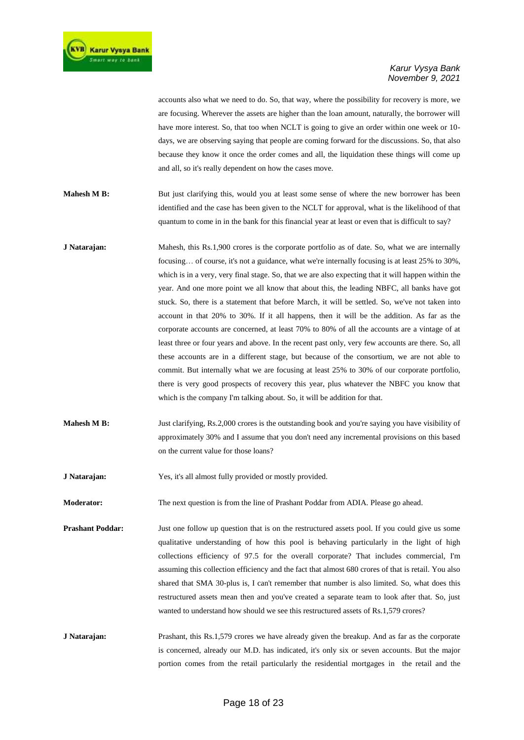accounts also what we need to do. So, that way, where the possibility for recovery is more, we are focusing. Wherever the assets are higher than the loan amount, naturally, the borrower will have more interest. So, that too when NCLT is going to give an order within one week or 10-days, we are observing saying that people are coming forward for the discussions. So, that also because they know it once the order comes and all, the liquidation these things will come up and all, so it's really dependent on how the cases move.

**Mahesh M B:** But just clarifying this, would you at least some sense of where the new borrower has been identified and the case has been given to the NCLT for approval, what is the likelihood of that quantum to come in in the bank for this financial year at least or even that is difficult to say?

**J Natarajan:** Mahesh, this Rs.1,900 crores is the corporate portfolio as of date. So, what we are internally focusing… of course, it's not a guidance, what we're internally focusing is at least 25% to 30%, which is in a very, very final stage. So, that we are also expecting that it will happen within the year. And one more point we all know that about this, the leading NBFC, all banks have got stuck. So, there is a statement that before March, it will be settled. So, we've not taken into account in that 20% to 30%. If it all happens, then it will be the addition. As far as the corporate accounts are concerned, at least 70% to 80% of all the accounts are a vintage of at least three or four years and above. In the recent past only, very few accounts are there. So, all these accounts are in a different stage, but because of the consortium, we are not able to commit. But internally what we are focusing at least 25% to 30% of our corporate portfolio, there is very good prospects of recovery this year, plus whatever the NBFC you know that which is the company I'm talking about. So, it will be addition for that.

**Mahesh M B:** Just clarifying, Rs.2,000 crores is the outstanding book and you're saying you have visibility of approximately 30% and I assume that you don't need any incremental provisions on this based on the current value for those loans?

**J Natarajan:** Yes, it's all almost fully provided or mostly provided.

**Moderator:** The next question is from the line of Prashant Poddar from ADIA. Please go ahead.

**Prashant Poddar:** Just one follow up question that is on the restructured assets pool. If you could give us some qualitative understanding of how this pool is behaving particularly in the light of high collections efficiency of 97.5 for the overall corporate? That includes commercial, I'm assuming this collection efficiency and the fact that almost 680 crores of that is retail. You also shared that SMA 30-plus is, I can't remember that number is also limited. So, what does this restructured assets mean then and you've created a separate team to look after that. So, just wanted to understand how should we see this restructured assets of Rs.1,579 crores?

**J Natarajan:** Prashant, this Rs.1,579 crores we have already given the breakup. And as far as the corporate is concerned, already our M.D. has indicated, it's only six or seven accounts. But the major portion comes from the retail particularly the residential mortgages in the retail and the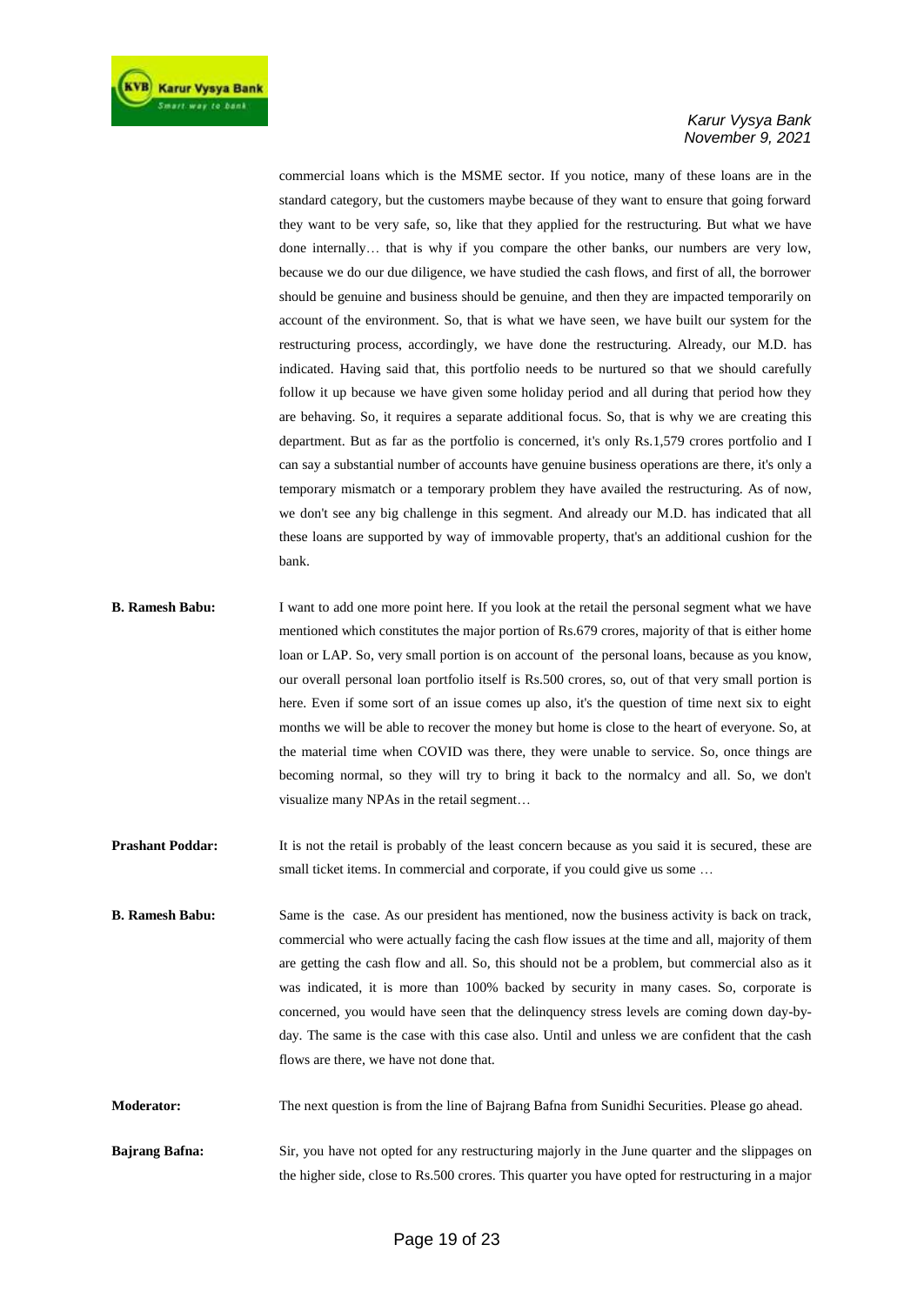commercial loans which is the MSME sector. If you notice, many of these loans are in the standard category, but the customers maybe because of they want to ensure that going forward they want to be very safe, so, like that they applied for the restructuring. But what we have done internally… that is why if you compare the other banks, our numbers are very low, because we do our due diligence, we have studied the cash flows, and first of all, the borrower should be genuine and business should be genuine, and then they are impacted temporarily on account of the environment. So, that is what we have seen, we have built our system for the restructuring process, accordingly, we have done the restructuring. Already, our M.D. has indicated. Having said that, this portfolio needs to be nurtured so that we should carefully follow it up because we have given some holiday period and all during that period how they are behaving. So, it requires a separate additional focus. So, that is why we are creating this department. But as far as the portfolio is concerned, it's only Rs.1,579 crores portfolio and I can say a substantial number of accounts have genuine business operations are there, it's only a temporary mismatch or a temporary problem they have availed the restructuring. As of now, we don't see any big challenge in this segment. And already our M.D. has indicated that all these loans are supported by way of immovable property, that's an additional cushion for the bank.

**B. Ramesh Babu:** I want to add one more point here. If you look at the retail the personal segment what we have mentioned which constitutes the major portion of Rs.679 crores, majority of that is either home loan or LAP. So, very small portion is on account of the personal loans, because as you know, our overall personal loan portfolio itself is Rs.500 crores, so, out of that very small portion is here. Even if some sort of an issue comes up also, it's the question of time next six to eight months we will be able to recover the money but home is close to the heart of everyone. So, at the material time when COVID was there, they were unable to service. So, once things are becoming normal, so they will try to bring it back to the normalcy and all. So, we don't visualize many NPAs in the retail segment…

**Prashant Poddar:** It is not the retail is probably of the least concern because as you said it is secured, these are small ticket items. In commercial and corporate, if you could give us some …

**B. Ramesh Babu:** Same is the case. As our president has mentioned, now the business activity is back on track, commercial who were actually facing the cash flow issues at the time and all, majority of them are getting the cash flow and all. So, this should not be a problem, but commercial also as it was indicated, it is more than 100% backed by security in many cases. So, corporate is concerned, you would have seen that the delinquency stress levels are coming down day-by-day. The same is the case with this case also. Until and unless we are confident that the cash flows are there, we have not done that.

**Moderator:** The next question is from the line of Bajrang Bafna from Sunidhi Securities. Please go ahead.

**Bajrang Bafna:** Sir, you have not opted for any restructuring majorly in the June quarter and the slippages on the higher side, close to Rs.500 crores. This quarter you have opted for restructuring in a major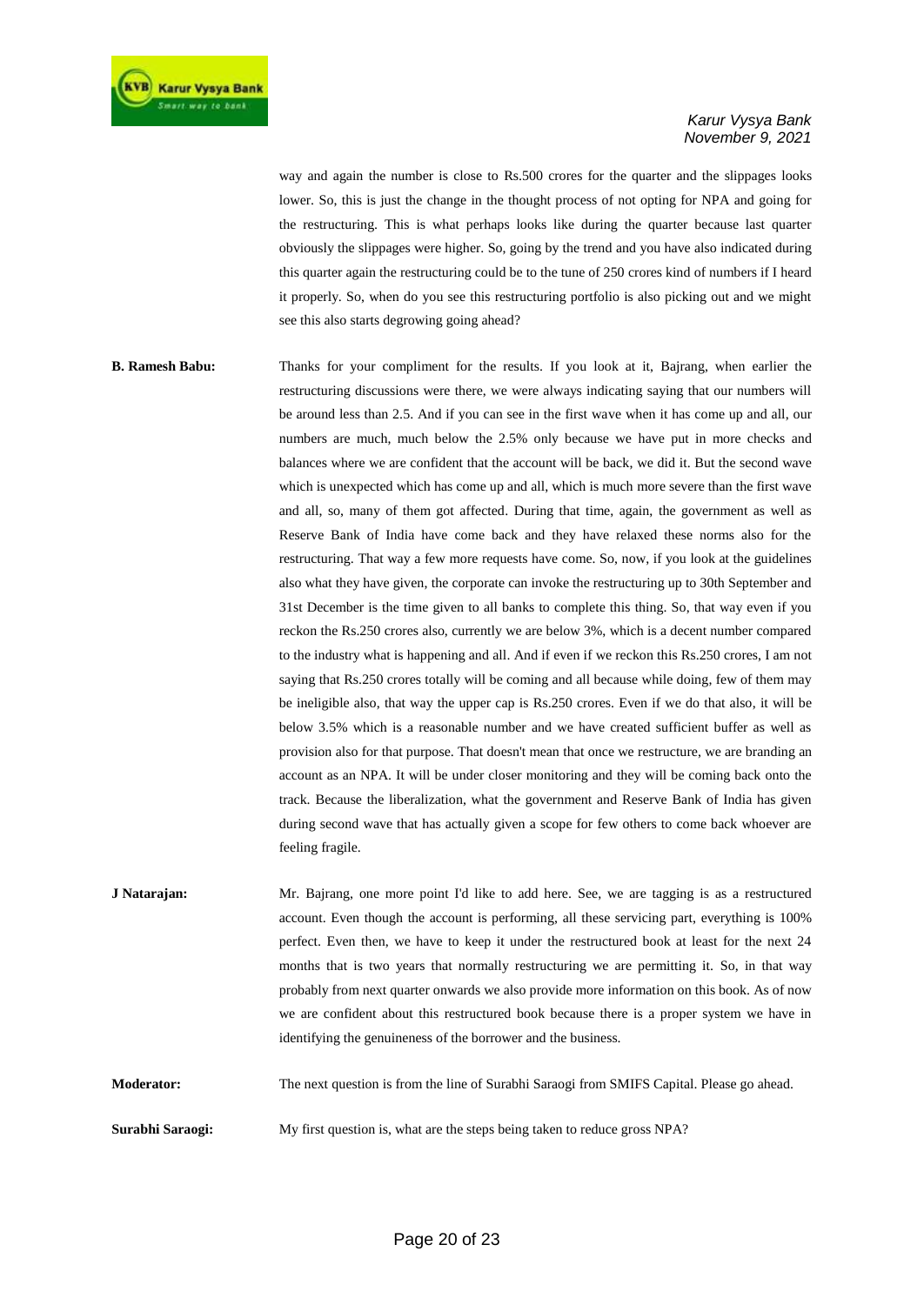way and again the number is close to Rs.500 crores for the quarter and the slippages looks lower. So, this is just the change in the thought process of not opting for NPA and going for the restructuring. This is what perhaps looks like during the quarter because last quarter obviously the slippages were higher. So, going by the trend and you have also indicated during this quarter again the restructuring could be to the tune of 250 crores kind of numbers if I heard it properly. So, when do you see this restructuring portfolio is also picking out and we might see this also starts degrowing going ahead?

**B. Ramesh Babu:** Thanks for your compliment for the results. If you look at it, Bajrang, when earlier the restructuring discussions were there, we were always indicating saying that our numbers will be around less than 2.5. And if you can see in the first wave when it has come up and all, our numbers are much, much below the 2.5% only because we have put in more checks and balances where we are confident that the account will be back, we did it. But the second wave which is unexpected which has come up and all, which is much more severe than the first wave and all, so, many of them got affected. During that time, again, the government as well as Reserve Bank of India have come back and they have relaxed these norms also for the restructuring. That way a few more requests have come. So, now, if you look at the guidelines also what they have given, the corporate can invoke the restructuring up to 30th September and 31st December is the time given to all banks to complete this thing. So, that way even if you reckon the Rs.250 crores also, currently we are below 3%, which is a decent number compared to the industry what is happening and all. And if even if we reckon this Rs.250 crores, I am not saying that Rs.250 crores totally will be coming and all because while doing, few of them may be ineligible also, that way the upper cap is Rs.250 crores. Even if we do that also, it will be below 3.5% which is a reasonable number and we have created sufficient buffer as well as provision also for that purpose. That doesn't mean that once we restructure, we are branding an account as an NPA. It will be under closer monitoring and they will be coming back onto the track. Because the liberalization, what the government and Reserve Bank of India has given during second wave that has actually given a scope for few others to come back whoever are feeling fragile.

**J Natarajan:** Mr. Bajrang, one more point I'd like to add here. See, we are tagging is as a restructured account. Even though the account is performing, all these servicing part, everything is 100% perfect. Even then, we have to keep it under the restructured book at least for the next 24 months that is two years that normally restructuring we are permitting it. So, in that way probably from next quarter onwards we also provide more information on this book. As of now we are confident about this restructured book because there is a proper system we have in identifying the genuineness of the borrower and the business.

**Moderator:** The next question is from the line of Surabhi Saraogi from SMIFS Capital. Please go ahead.

**Surabhi Saraogi:** My first question is, what are the steps being taken to reduce gross NPA?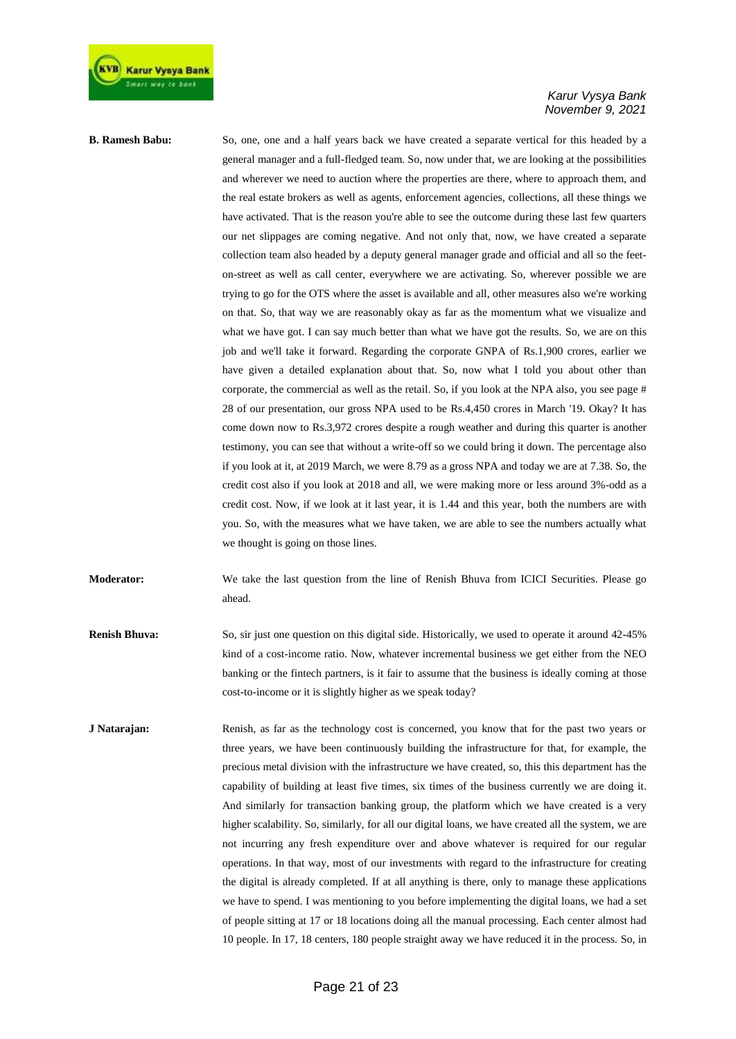**B. Ramesh Babu:** So, one, one and a half years back we have created a separate vertical for this headed by a general manager and a full-fledged team. So, now under that, we are looking at the possibilities and wherever we need to auction where the properties are there, where to approach them, and the real estate brokers as well as agents, enforcement agencies, collections, all these things we have activated. That is the reason you're able to see the outcome during these last few quarters our net slippages are coming negative. And not only that, now, we have created a separate collection team also headed by a deputy general manager grade and official and all so the feet-on-street as well as call center, everywhere we are activating. So, wherever possible we are trying to go for the OTS where the asset is available and all, other measures also we're working on that. So, that way we are reasonably okay as far as the momentum what we visualize and what we have got. I can say much better than what we have got the results. So, we are on this job and we'll take it forward. Regarding the corporate GNPA of Rs.1,900 crores, earlier we have given a detailed explanation about that. So, now what I told you about other than corporate, the commercial as well as the retail. So, if you look at the NPA also, you see page # 28 of our presentation, our gross NPA used to be Rs.4,450 crores in March '19. Okay? It has come down now to Rs.3,972 crores despite a rough weather and during this quarter is another testimony, you can see that without a write-off so we could bring it down. The percentage also if you look at it, at 2019 March, we were 8.79 as a gross NPA and today we are at 7.38. So, the credit cost also if you look at 2018 and all, we were making more or less around 3%-odd as a credit cost. Now, if we look at it last year, it is 1.44 and this year, both the numbers are with you. So, with the measures what we have taken, we are able to see the numbers actually what we thought is going on those lines.

**Moderator:** We take the last question from the line of Renish Bhuva from ICICI Securities. Please go ahead.

**Renish Bhuva:** So, sir just one question on this digital side. Historically, we used to operate it around 42-45% kind of a cost-income ratio. Now, whatever incremental business we get either from the NEO banking or the fintech partners, is it fair to assume that the business is ideally coming at those cost-to-income or it is slightly higher as we speak today?

**J Natarajan:** Renish, as far as the technology cost is concerned, you know that for the past two years or three years, we have been continuously building the infrastructure for that, for example, the precious metal division with the infrastructure we have created, so, this this department has the capability of building at least five times, six times of the business currently we are doing it. And similarly for transaction banking group, the platform which we have created is a very higher scalability. So, similarly, for all our digital loans, we have created all the system, we are not incurring any fresh expenditure over and above whatever is required for our regular operations. In that way, most of our investments with regard to the infrastructure for creating the digital is already completed. If at all anything is there, only to manage these applications we have to spend. I was mentioning to you before implementing the digital loans, we had a set of people sitting at 17 or 18 locations doing all the manual processing. Each center almost had 10 people. In 17, 18 centers, 180 people straight away we have reduced it in the process. So, in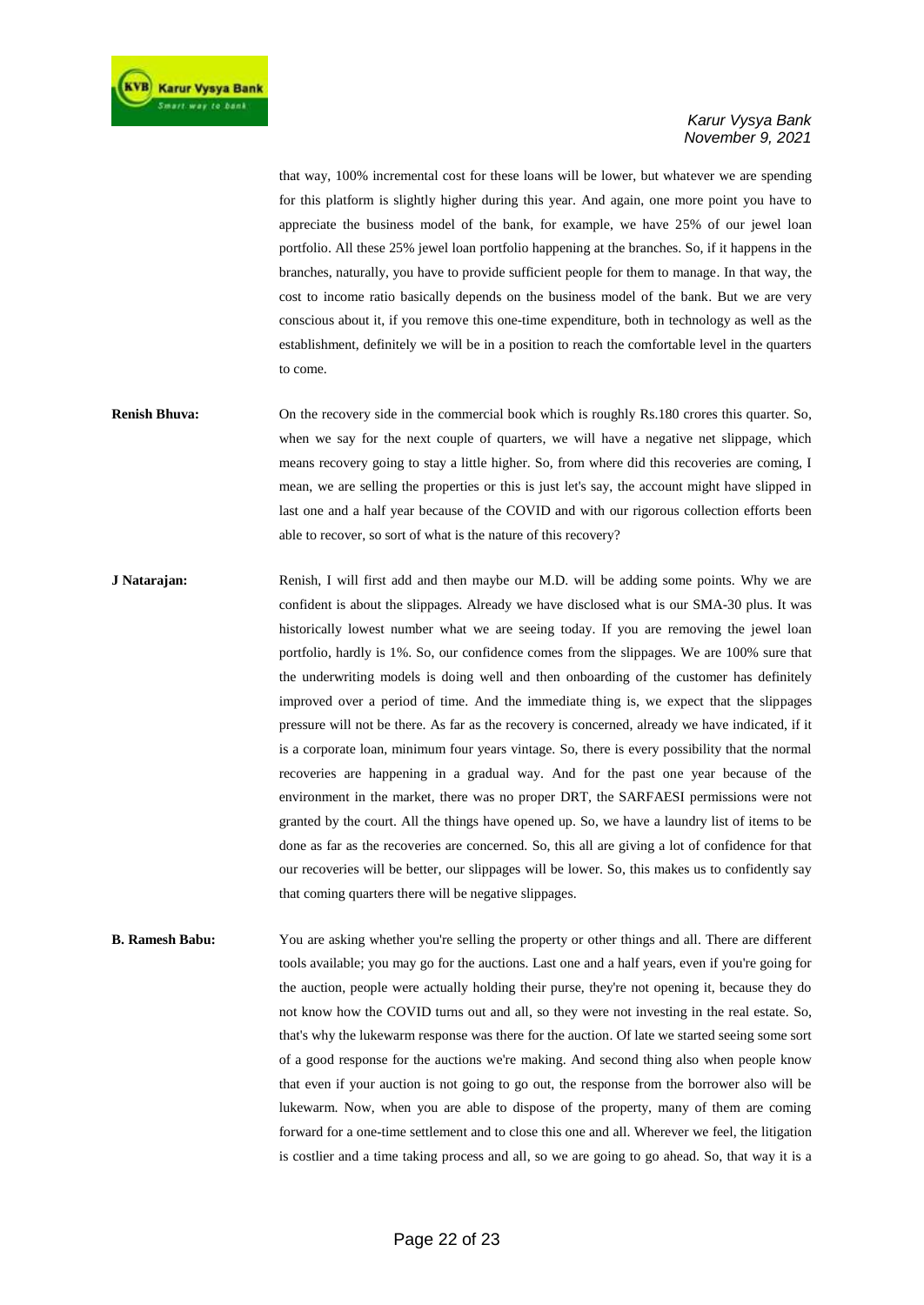that way, 100% incremental cost for these loans will be lower, but whatever we are spending for this platform is slightly higher during this year. And again, one more point you have to appreciate the business model of the bank, for example, we have 25% of our jewel loan portfolio. All these 25% jewel loan portfolio happening at the branches. So, if it happens in the branches, naturally, you have to provide sufficient people for them to manage. In that way, the cost to income ratio basically depends on the business model of the bank. But we are very conscious about it, if you remove this one-time expenditure, both in technology as well as the establishment, definitely we will be in a position to reach the comfortable level in the quarters to come.

**Renish Bhuva:** On the recovery side in the commercial book which is roughly Rs.180 crores this quarter. So, when we say for the next couple of quarters, we will have a negative net slippage, which means recovery going to stay a little higher. So, from where did this recoveries are coming, I mean, we are selling the properties or this is just let's say, the account might have slipped in last one and a half year because of the COVID and with our rigorous collection efforts been able to recover, so sort of what is the nature of this recovery?

**J Natarajan:** Renish, I will first add and then maybe our M.D. will be adding some points. Why we are confident is about the slippages. Already we have disclosed what is our SMA-30 plus. It was historically lowest number what we are seeing today. If you are removing the jewel loan portfolio, hardly is 1%. So, our confidence comes from the slippages. We are 100% sure that the underwriting models is doing well and then onboarding of the customer has definitely improved over a period of time. And the immediate thing is, we expect that the slippages pressure will not be there. As far as the recovery is concerned, already we have indicated, if it is a corporate loan, minimum four years vintage. So, there is every possibility that the normal recoveries are happening in a gradual way. And for the past one year because of the environment in the market, there was no proper DRT, the SARFAESI permissions were not granted by the court. All the things have opened up. So, we have a laundry list of items to be done as far as the recoveries are concerned. So, this all are giving a lot of confidence for that our recoveries will be better, our slippages will be lower. So, this makes us to confidently say that coming quarters there will be negative slippages.

**B. Ramesh Babu:** You are asking whether you're selling the property or other things and all. There are different tools available; you may go for the auctions. Last one and a half years, even if you're going for the auction, people were actually holding their purse, they're not opening it, because they do not know how the COVID turns out and all, so they were not investing in the real estate. So, that's why the lukewarm response was there for the auction. Of late we started seeing some sort of a good response for the auctions we're making. And second thing also when people know that even if your auction is not going to go out, the response from the borrower also will be lukewarm. Now, when you are able to dispose of the property, many of them are coming forward for a one-time settlement and to close this one and all. Wherever we feel, the litigation is costlier and a time taking process and all, so we are going to go ahead. So, that way it is a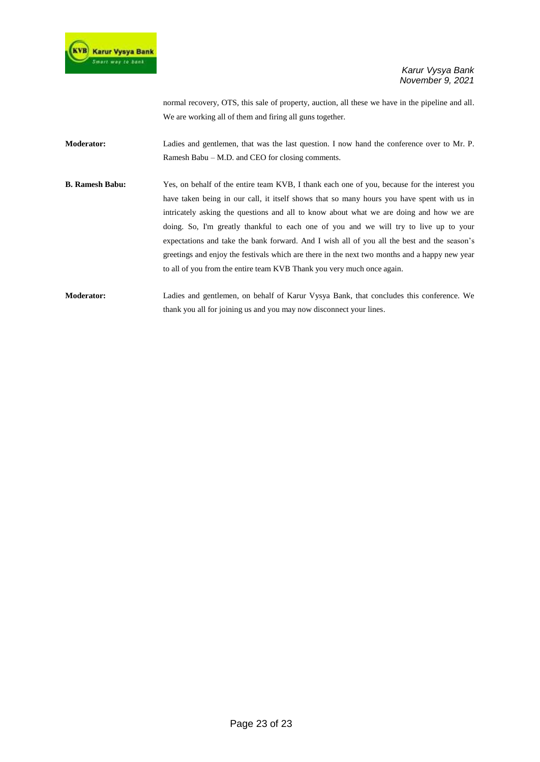normal recovery, OTS, this sale of property, auction, all these we have in the pipeline and all. We are working all of them and firing all guns together.

**Moderator:** Ladies and gentlemen, that was the last question. I now hand the conference over to Mr. P. Ramesh Babu – M.D. and CEO for closing comments.

**B. Ramesh Babu:** Yes, on behalf of the entire team KVB, I thank each one of you, because for the interest you have taken being in our call, it itself shows that so many hours you have spent with us in intricately asking the questions and all to know about what we are doing and how we are doing. So, I'm greatly thankful to each one of you and we will try to live up to your expectations and take the bank forward. And I wish all of you all the best and the season's greetings and enjoy the festivals which are there in the next two months and a happy new year to all of you from the entire team KVB Thank you very much once again.

**Moderator:** Ladies and gentlemen, on behalf of Karur Vysya Bank, that concludes this conference. We thank you all for joining us and you may now disconnect your lines.